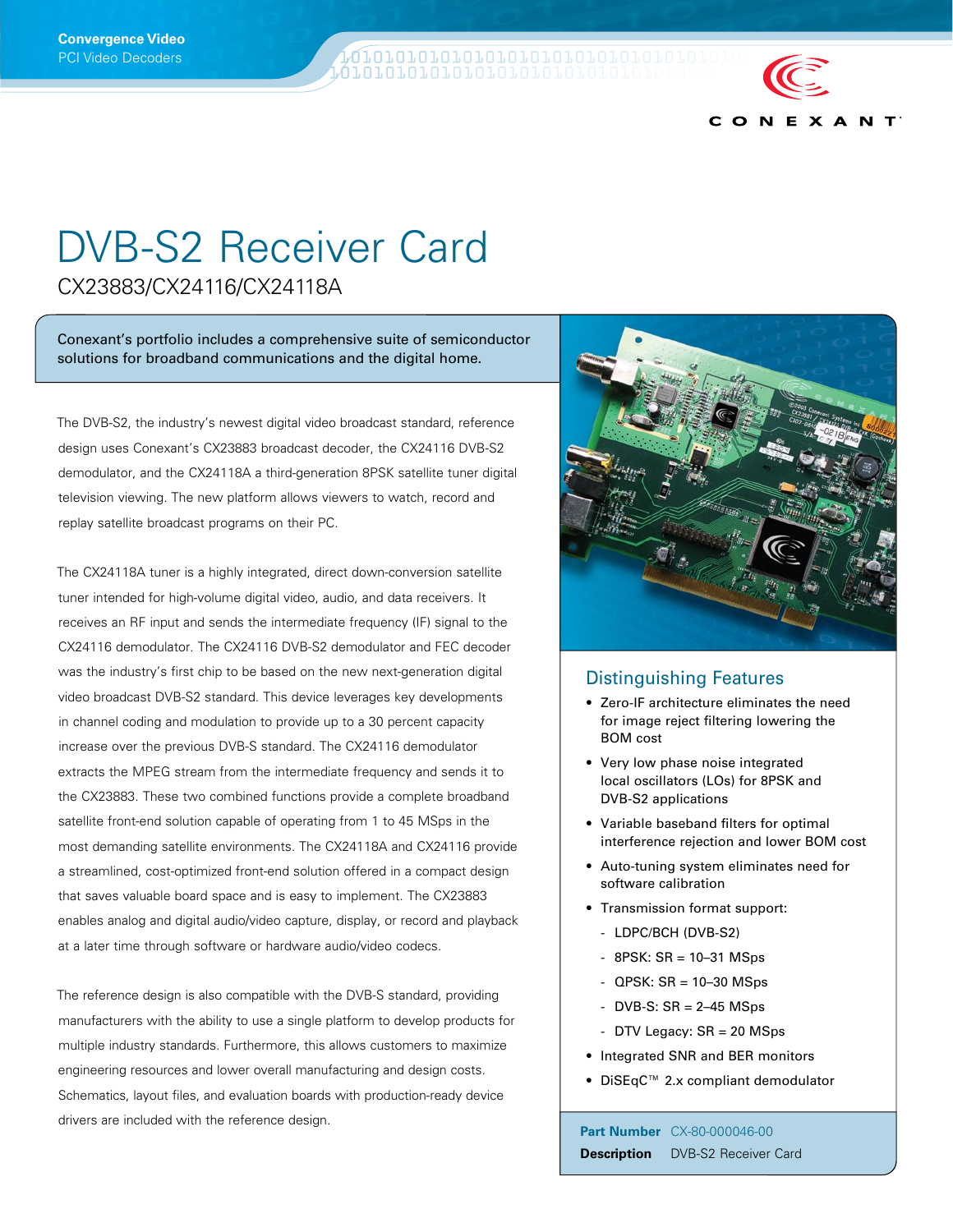Convergence Video
PCI Video Decoders

# DVB-S2 Receiver Card

## CX23883/CX24116/CX24118A

Conexant's portfolio includes a comprehensive suite of semiconductor solutions for broadband communications and the digital home.

The DVB-S2, the industry's newest digital video broadcast standard, reference design uses Conexant's CX23883 broadcast decoder, the CX24116 DVB-S2 demodulator, and the CX24118A a third-generation 8PSK satellite tuner digital television viewing. The new platform allows viewers to watch, record and replay satellite broadcast programs on their PC.

The CX24118A tuner is a highly integrated, direct down-conversion satellite tuner intended for high-volume digital video, audio, and data receivers. It receives an RF input and sends the intermediate frequency (IF) signal to the CX24116 demodulator. The CX24116 DVB-S2 demodulator and FEC decoder was the industry's first chip to be based on the new next-generation digital video broadcast DVB-S2 standard. This device leverages key developments in channel coding and modulation to provide up to a 30 percent capacity increase over the previous DVB-S standard. The CX24116 demodulator extracts the MPEG stream from the intermediate frequency and sends it to the CX23883. These two combined functions provide a complete broadband satellite front-end solution capable of operating from 1 to 45 MSps in the most demanding satellite environments. The CX24118A and CX24116 provide a streamlined, cost-optimized front-end solution offered in a compact design that saves valuable board space and is easy to implement. The CX23883 enables analog and digital audio/video capture, display, or record and playback at a later time through software or hardware audio/video codecs.

The reference design is also compatible with the DVB-S standard, providing manufacturers with the ability to use a single platform to develop products for multiple industry standards. Furthermore, this allows customers to maximize engineering resources and lower overall manufacturing and design costs. Schematics, layout files, and evaluation boards with production-ready device drivers are included with the reference design.

### Distinguishing Features

- Zero-IF architecture eliminates the need for image reject filtering lowering the BOM cost
- Very low phase noise integrated local oscillators (LOs) for 8PSK and DVB-S2 applications
- Variable baseband filters for optimal interference rejection and lower BOM cost
- Auto-tuning system eliminates need for software calibration
- Transmission format support:
  - LDPC/BCH (DVB-S2)
  - 8PSK: SR = 10–31 MSps
  - QPSK: SR = 10–30 MSps
  - DVB-S: SR = 2–45 MSps
  - DTV Legacy: SR = 20 MSps
- Integrated SNR and BER monitors
- DiSEqC™ 2.x compliant demodulator

**Part Number** CX-80-000046-00
**Description** DVB-S2 Receiver Card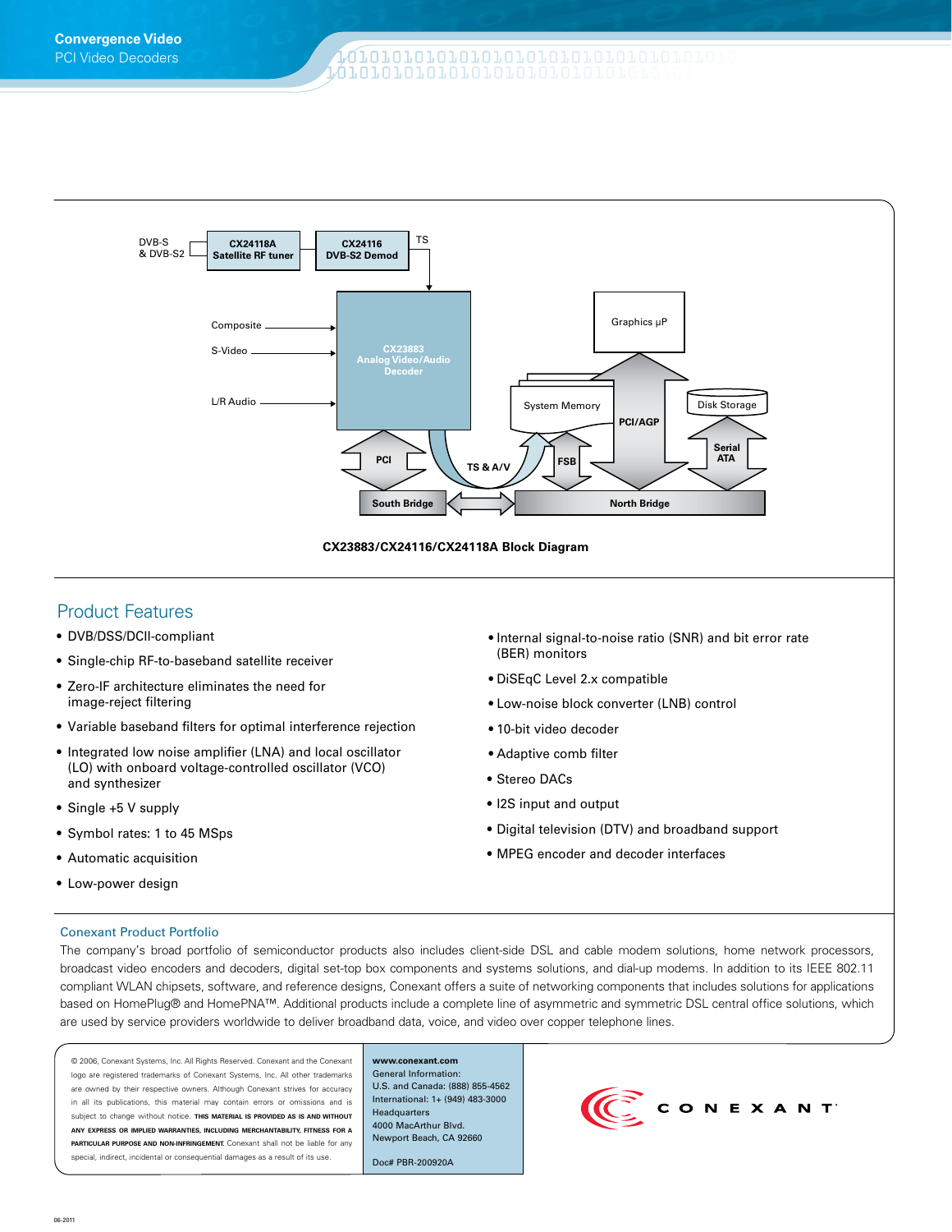DVB-S & DVB-S2

CX24118A Satellite RF tuner

CX24116 DVB-S2 Demod

TS

Composite

S-Video

L/R Audio

CX23883 Analog Video/Audio Decoder

Graphics µP

System Memory

Disk Storage

PCI/AGP

Serial ATA

PCI

TS & A/V

FSB

South Bridge

North Bridge

**CX23883/CX24116/CX24118A Block Diagram**

## Product Features

- DVB/DSS/DCII-compliant
- Single-chip RF-to-baseband satellite receiver
- Zero-IF architecture eliminates the need for image-reject filtering
- Variable baseband filters for optimal interference rejection
- Integrated low noise amplifier (LNA) and local oscillator (LO) with onboard voltage-controlled oscillator (VCO) and synthesizer
- Single +5 V supply
- Symbol rates: 1 to 45 MSps
- Automatic acquisition
- Low-power design
- Internal signal-to-noise ratio (SNR) and bit error rate (BER) monitors
- DiSEqC Level 2.x compatible
- Low-noise block converter (LNB) control
- 10-bit video decoder
- Adaptive comb filter
- Stereo DACs
- I2S input and output
- Digital television (DTV) and broadband support
- MPEG encoder and decoder interfaces

### Conexant Product Portfolio

The company's broad portfolio of semiconductor products also includes client-side DSL and cable modem solutions, home network processors, broadcast video encoders and decoders, digital set-top box components and systems solutions, and dial-up modems. In addition to its IEEE 802.11 compliant WLAN chipsets, software, and reference designs, Conexant offers a suite of networking components that includes solutions for applications based on HomePlug® and HomePNA™. Additional products include a complete line of asymmetric and symmetric DSL central office solutions, which are used by service providers worldwide to deliver broadband data, voice, and video over copper telephone lines.

© 2006, Conexant Systems, Inc. All Rights Reserved. Conexant and the Conexant logo are registered trademarks of Conexant Systems, Inc. All other trademarks are owned by their respective owners. Although Conexant strives for accuracy in all its publications, this material may contain errors or omissions and is subject to change without notice. **THIS MATERIAL IS PROVIDED AS IS AND WITHOUT ANY EXPRESS OR IMPLIED WARRANTIES, INCLUDING WARRANTIES OF MERCHANTABILITY, FITNESS FOR A PARTICULAR PURPOSE AND NON-INFRINGEMENT.** Conexant shall not be liable for any special, indirect, incidental or consequential damages as a result of its use.

**www.conexant.com**
General Information:
U.S. and Canada: (888) 855-4562
International: 1+ (949) 483-3000
Headquarters
4000 MacArthur Blvd.
Newport Beach, CA 92660

Doc# PBR-200920A

CONEXANT

06-2011